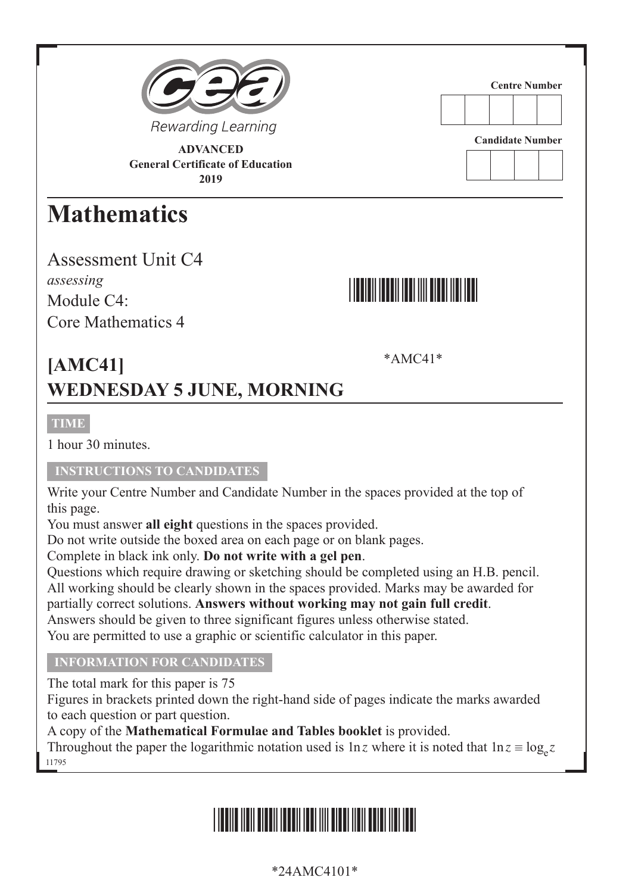Rewarding Learning

**ADVANCED**
**General Certificate of Education**
**2019**

**Centre Number**

**Candidate Number**

# Mathematics

Assessment Unit C4
*assessing*
Module C4:
Core Mathematics 4

*AMC41*

## [AMC41]
## WEDNESDAY 5 JUNE, MORNING

**TIME**

1 hour 30 minutes.

**INSTRUCTIONS TO CANDIDATES**

Write your Centre Number and Candidate Number in the spaces provided at the top of this page.
You must answer **all eight** questions in the spaces provided.
Do not write outside the boxed area on each page or on blank pages.
Complete in black ink only. **Do not write with a gel pen**.
Questions which require drawing or sketching should be completed using an H.B. pencil.
All working should be clearly shown in the spaces provided. Marks may be awarded for partially correct solutions. **Answers without working may not gain full credit**.
Answers should be given to three significant figures unless otherwise stated.
You are permitted to use a graphic or scientific calculator in this paper.

**INFORMATION FOR CANDIDATES**

The total mark for this paper is 75
Figures in brackets printed down the right-hand side of pages indicate the marks awarded to each question or part question.
A copy of the **Mathematical Formulae and Tables booklet** is provided.
Throughout the paper the logarithmic notation used is $\ln z$ where it is noted that $\ln z \equiv \log_e z$

11795

*24AMC4101*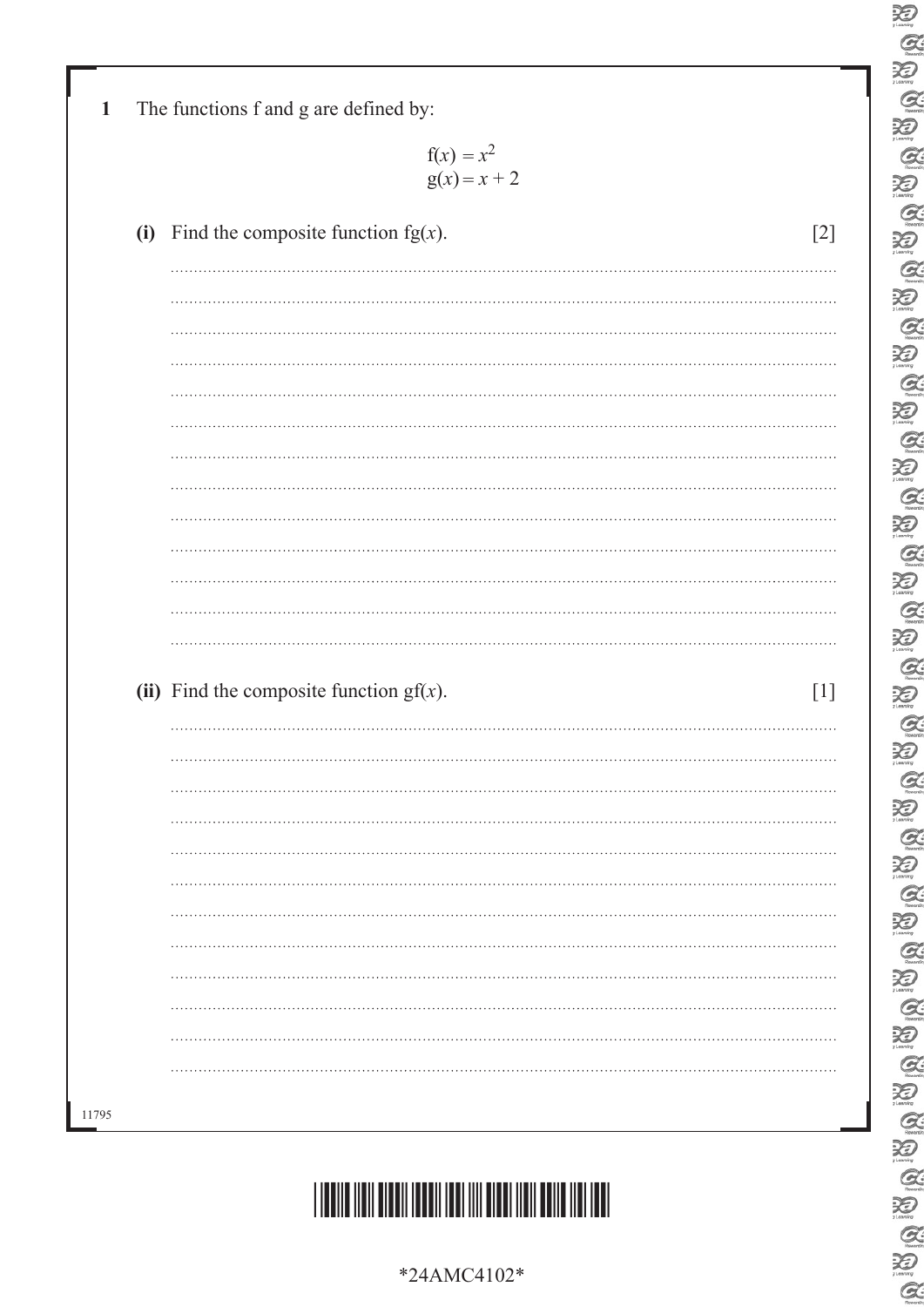**1** The functions f and g are defined by:

$$f(x) = x^2$$
$$g(x) = x + 2$$

**(i)** Find the composite function $fg(x)$. [2]

**(ii)** Find the composite function $gf(x)$. [1]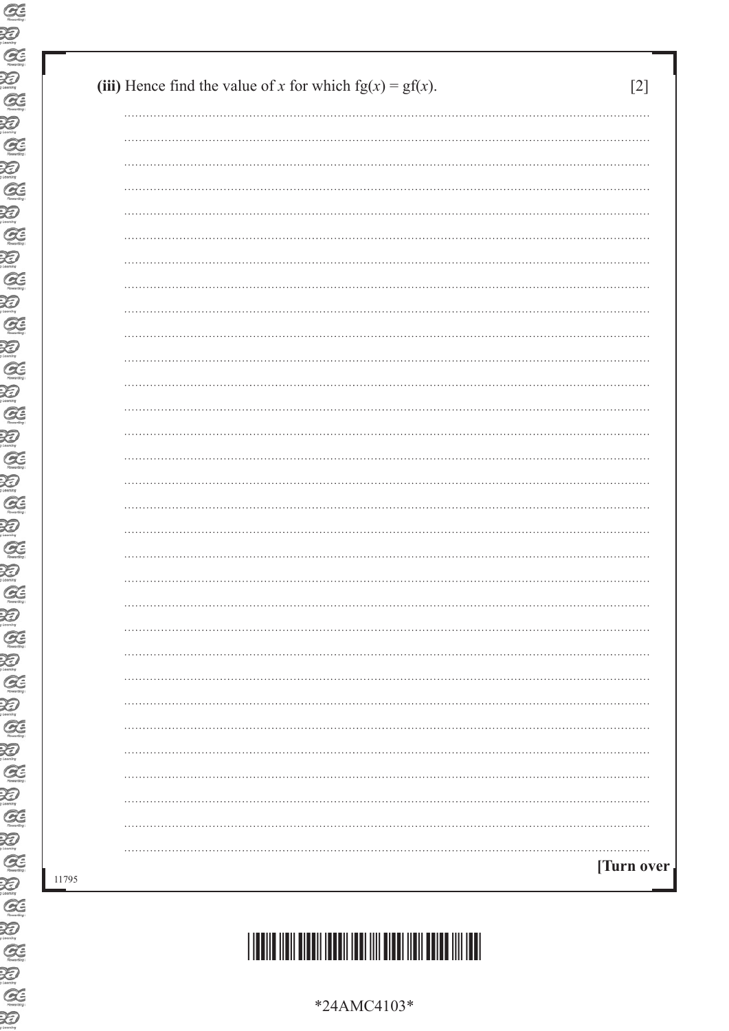**(iii)** Hence find the value of $x$ for which $fg(x) = gf(x)$. [2]

**[Turn over**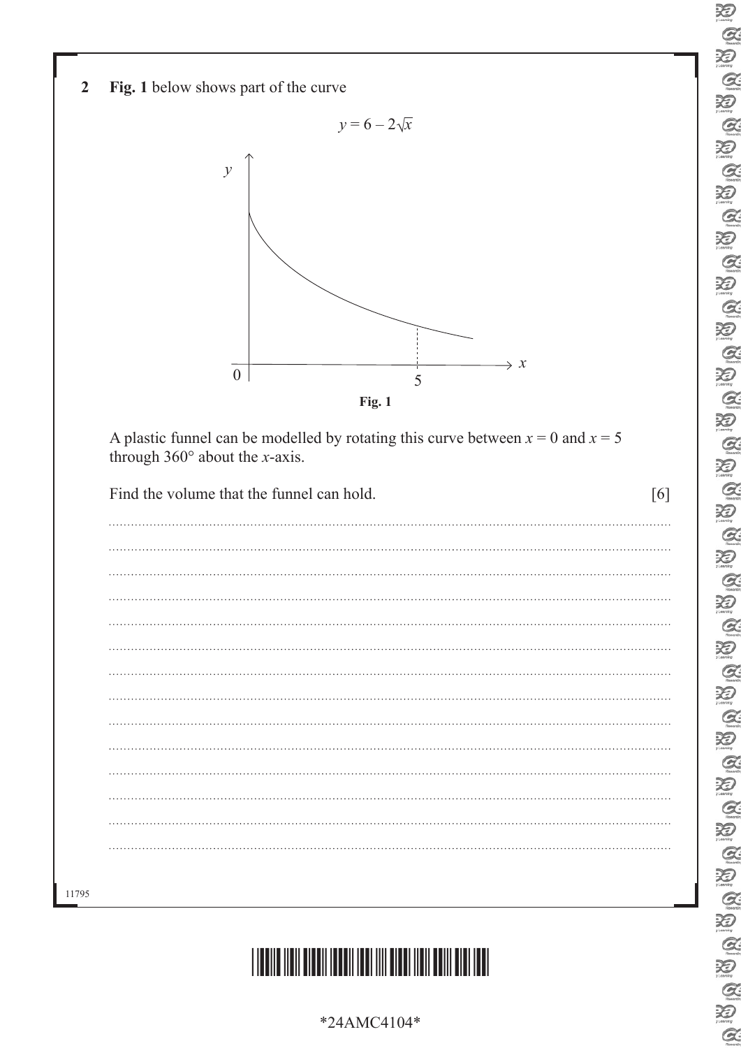**2** **Fig. 1** below shows part of the curve

$$y = 6 - 2\sqrt{x}$$

**Fig. 1**

A plastic funnel can be modelled by rotating this curve between $x = 0$ and $x = 5$ through 360° about the $x$-axis.

Find the volume that the funnel can hold. [6]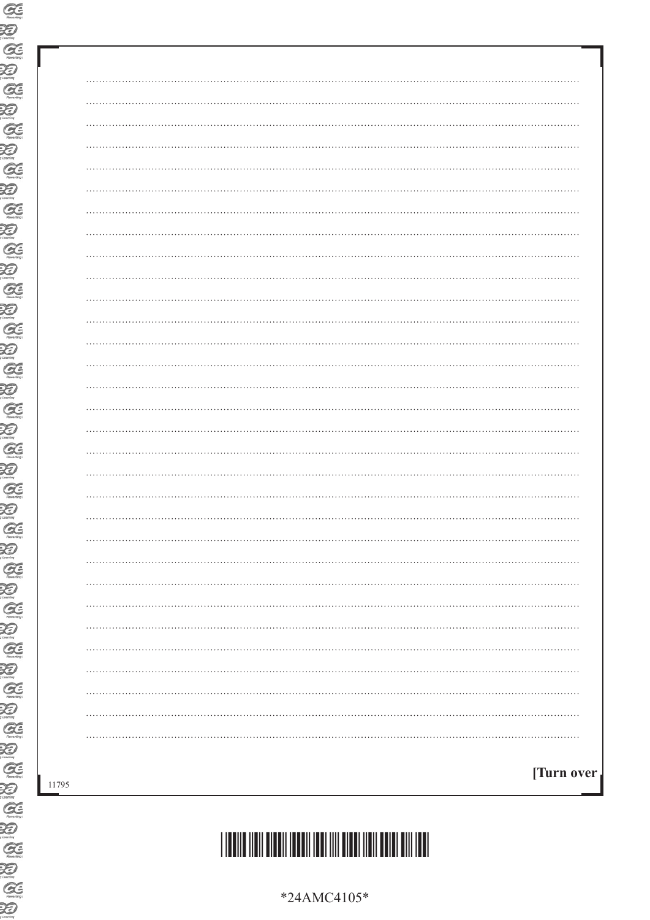[Turn over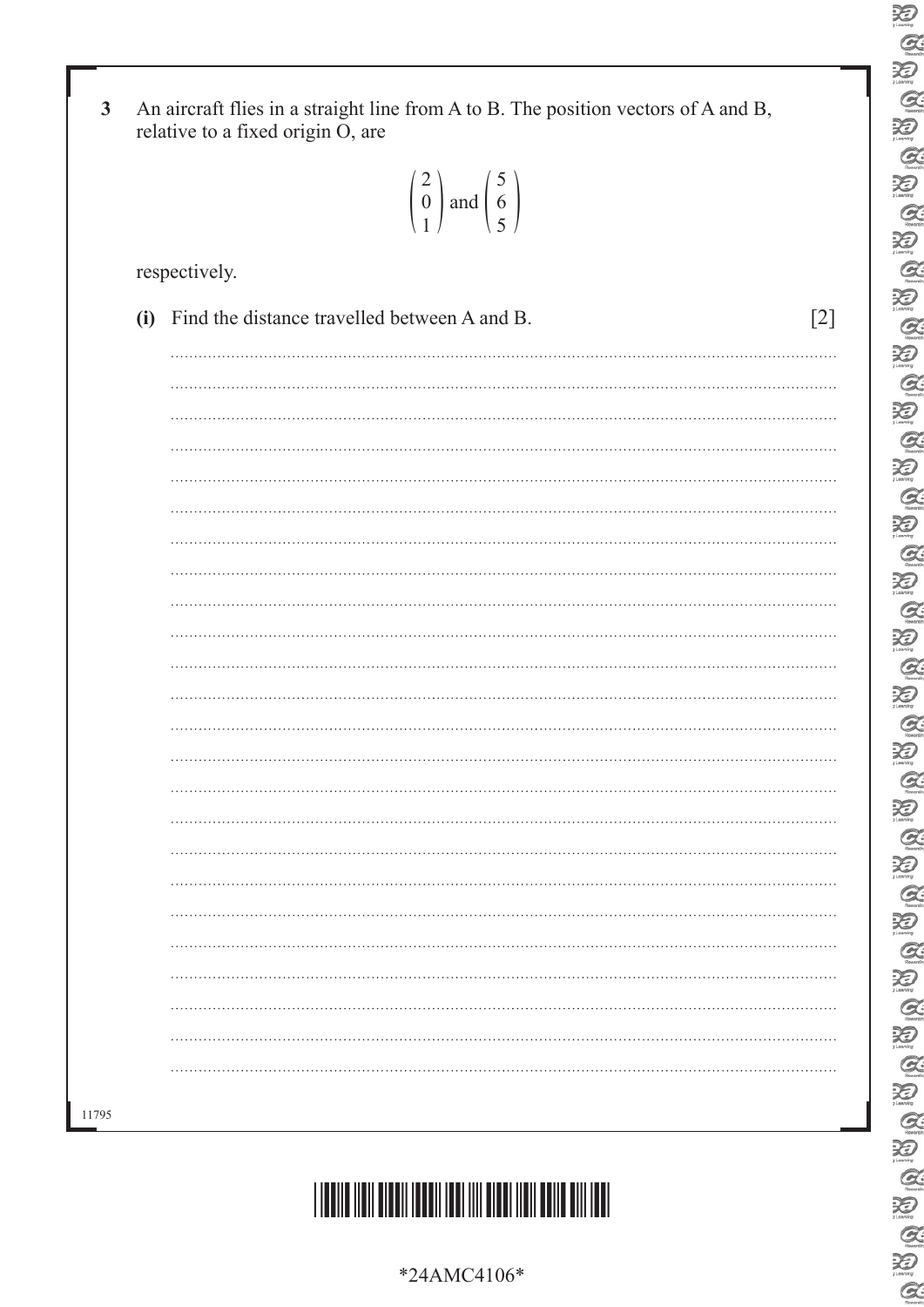**3** An aircraft flies in a straight line from A to B. The position vectors of A and B, relative to a fixed origin O, are

$$\begin{pmatrix} 2 \\ 0 \\ 1 \end{pmatrix} \text{ and } \begin{pmatrix} 5 \\ 6 \\ 5 \end{pmatrix}$$

respectively.

**(i)** Find the distance travelled between A and B. [2]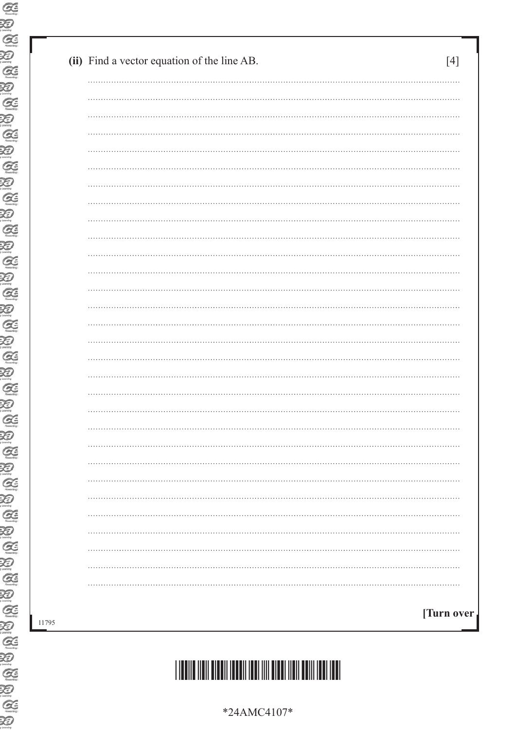**(ii)** Find a vector equation of the line AB. [4]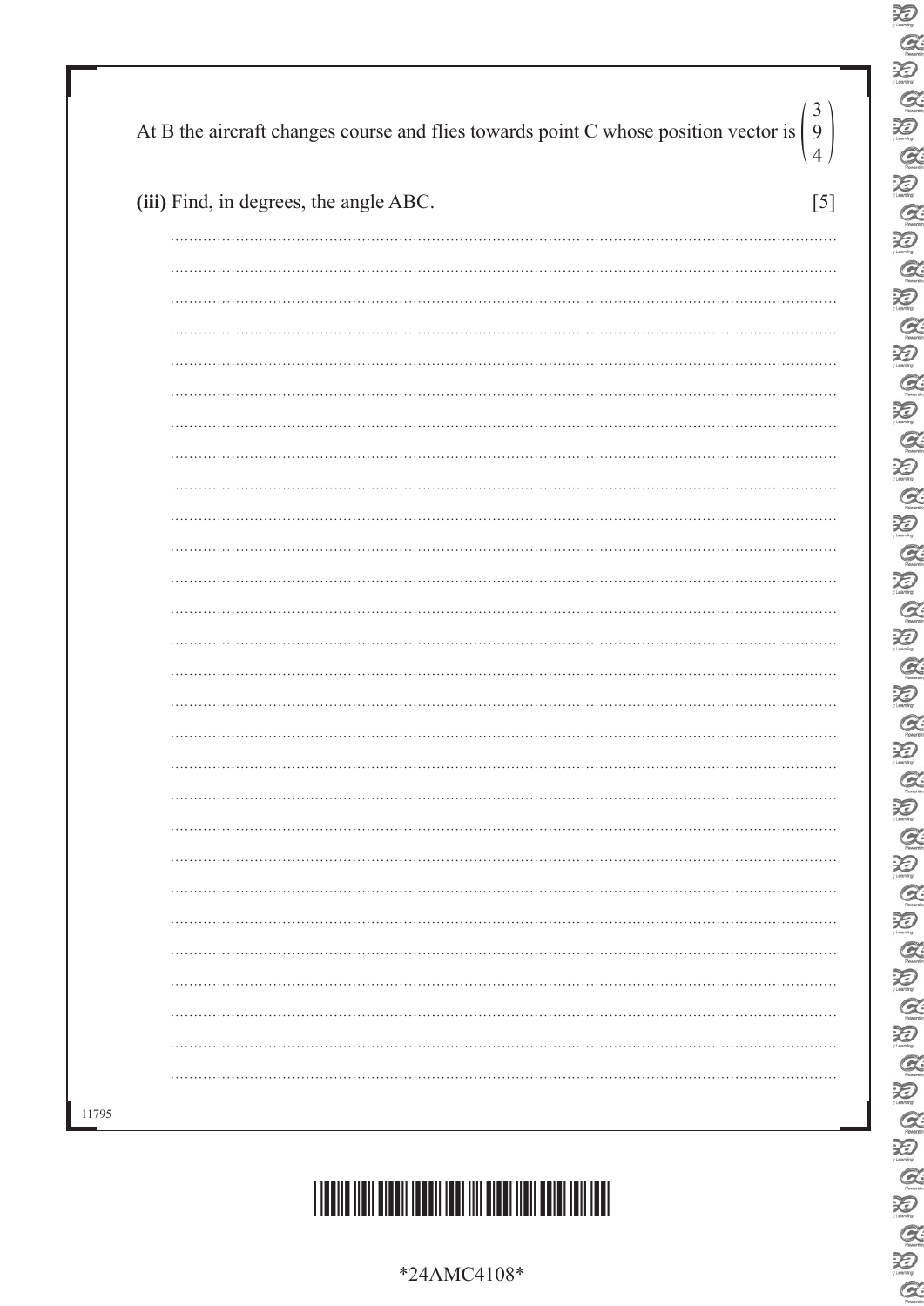At B the aircraft changes course and flies towards point C whose position vector is $\begin{pmatrix} 3 \\ 9 \\ 4 \end{pmatrix}$

**(iii)** Find, in degrees, the angle ABC. [5]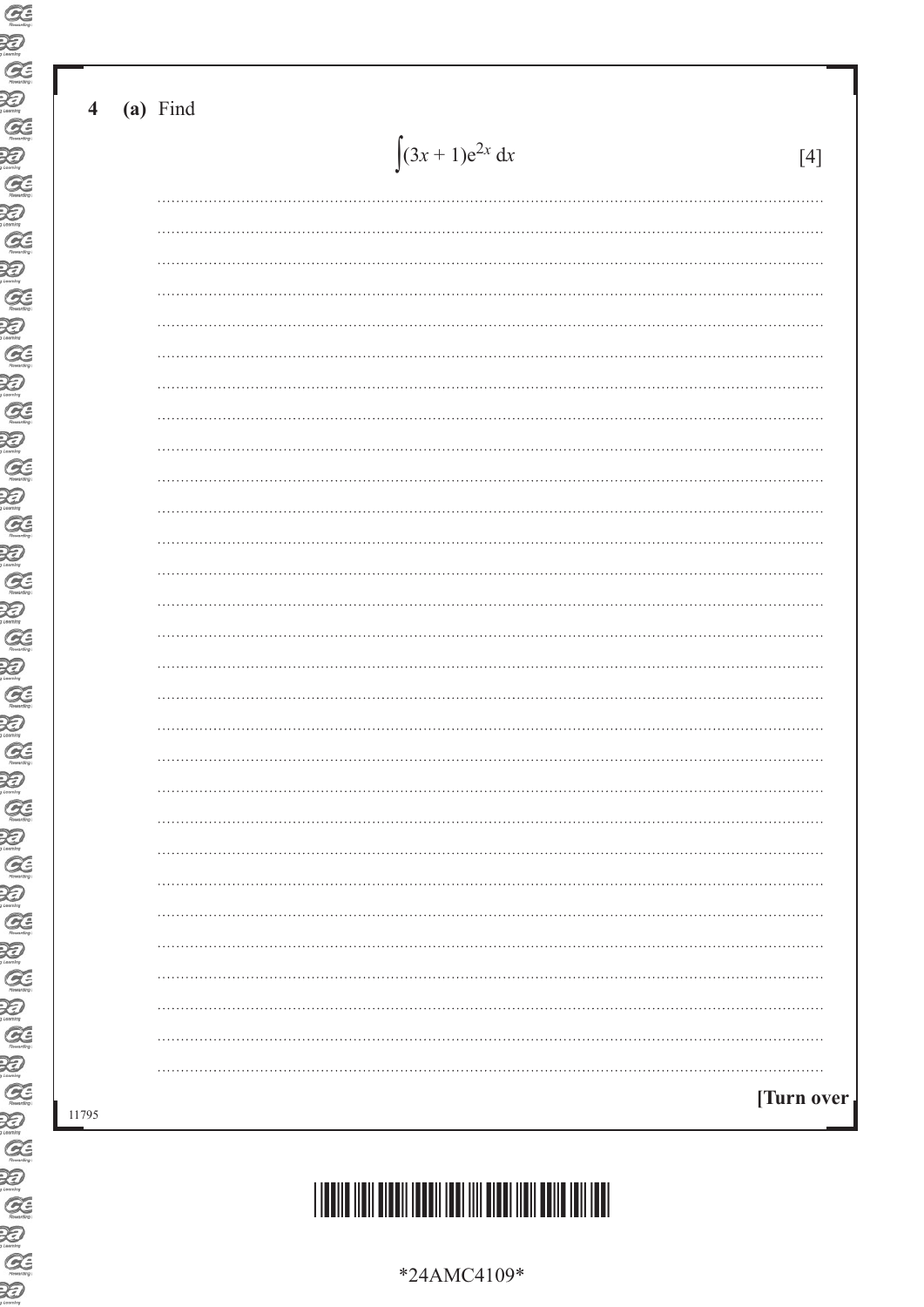**4 (a)** Find

$$\int (3x + 1)e^{2x} \, dx$$

[4]

[Turn over

11795

*24AMC4109*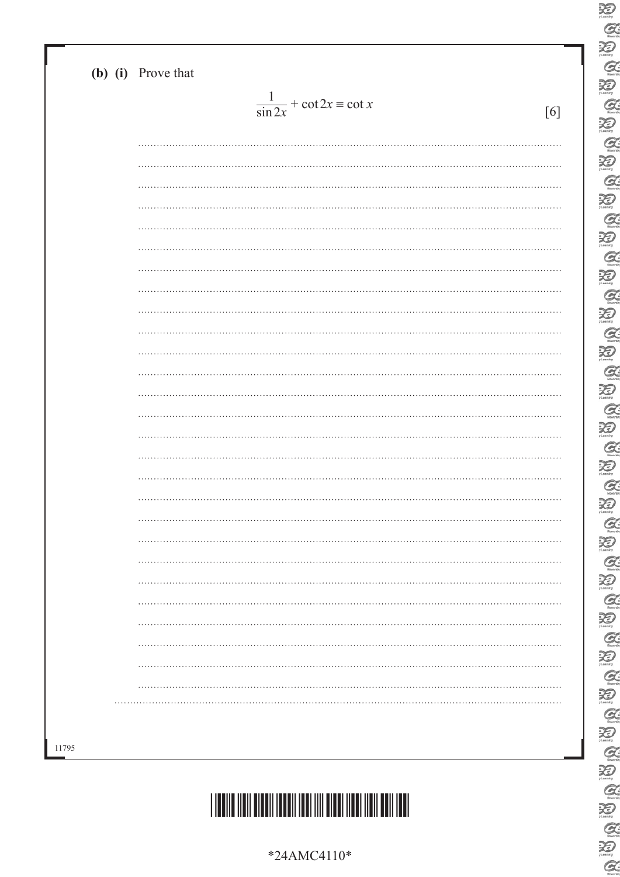**(b) (i)** Prove that

$$\frac{1}{\sin 2x} + \cot 2x \equiv \cot x$$

[6]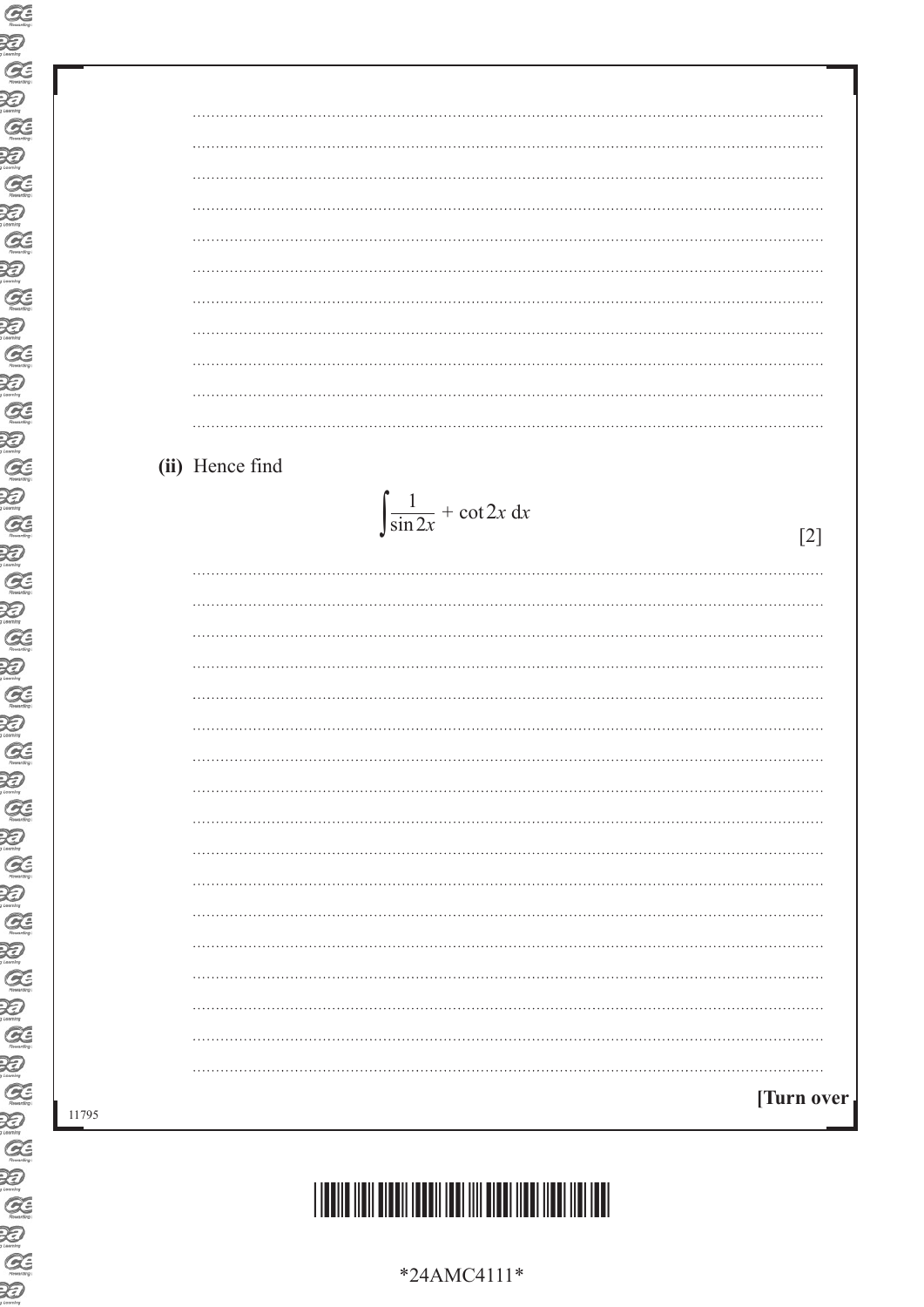**(ii)** Hence find

$$\int \frac{1}{\sin 2x} + \cot 2x \, dx$$

[2]

[Turn over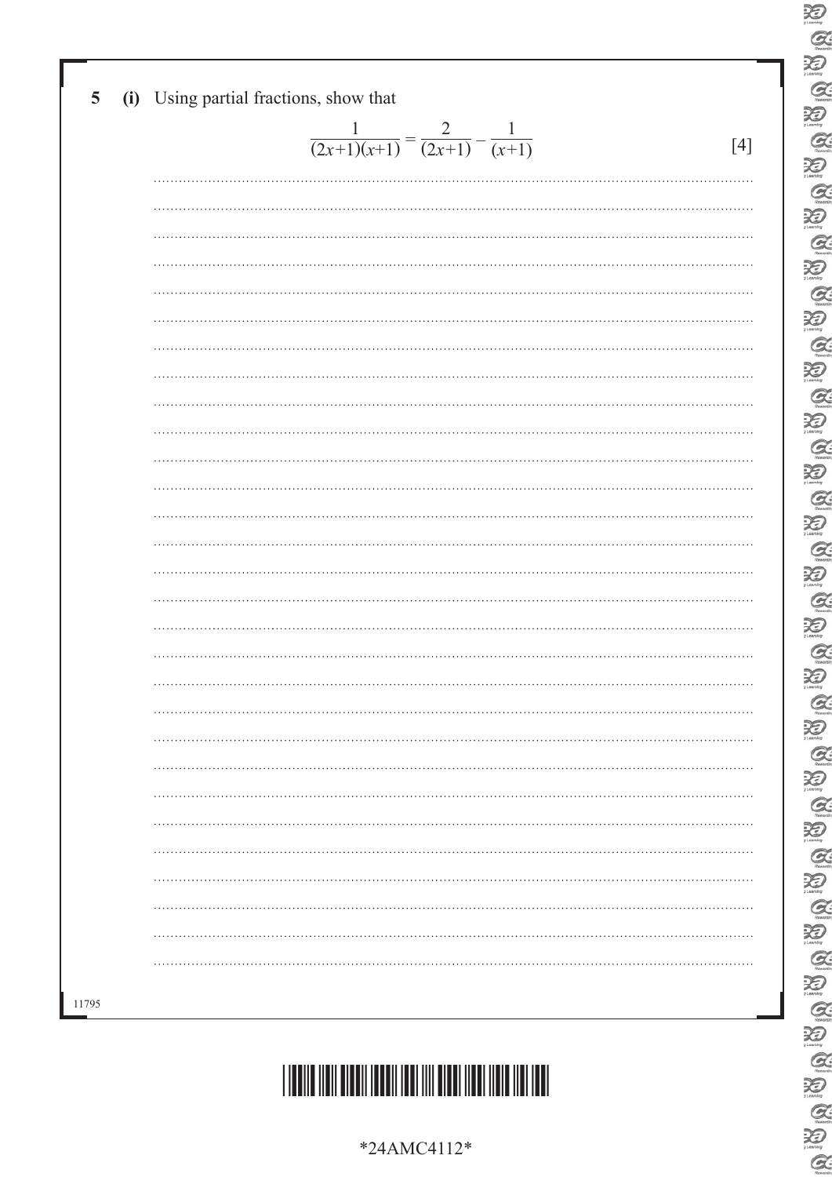**5** **(i)** Using partial fractions, show that

$$\frac{1}{(2x+1)(x+1)} = \frac{2}{(2x+1)} - \frac{1}{(x+1)}$$ [4]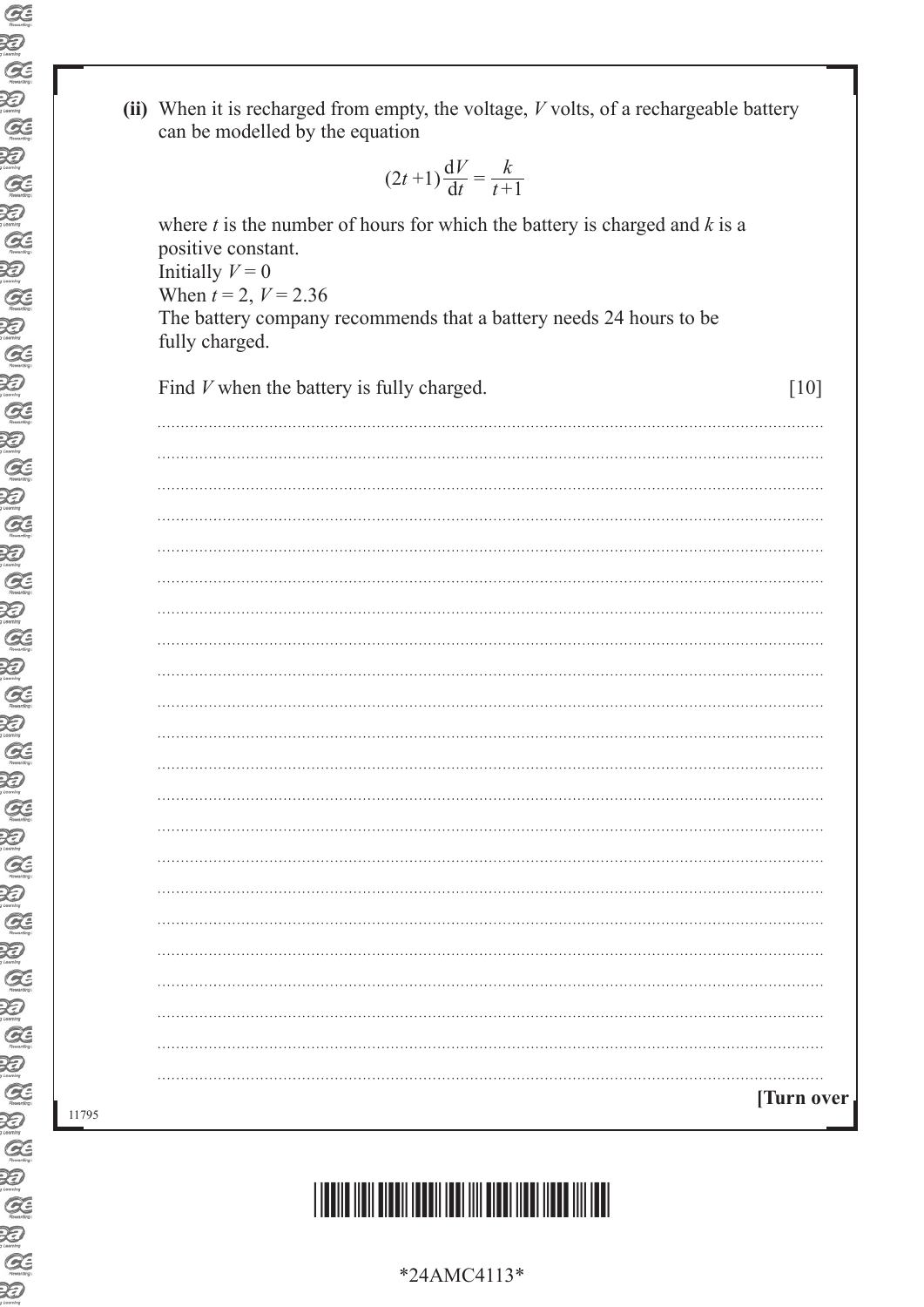**(ii)** When it is recharged from empty, the voltage, $V$ volts, of a rechargeable battery can be modelled by the equation

$$(2t+1)\frac{dV}{dt} = \frac{k}{t+1}$$

where $t$ is the number of hours for which the battery is charged and $k$ is a positive constant.
Initially $V = 0$
When $t = 2$, $V = 2.36$
The battery company recommends that a battery needs 24 hours to be fully charged.

Find $V$ when the battery is fully charged. [10]

**[Turn over**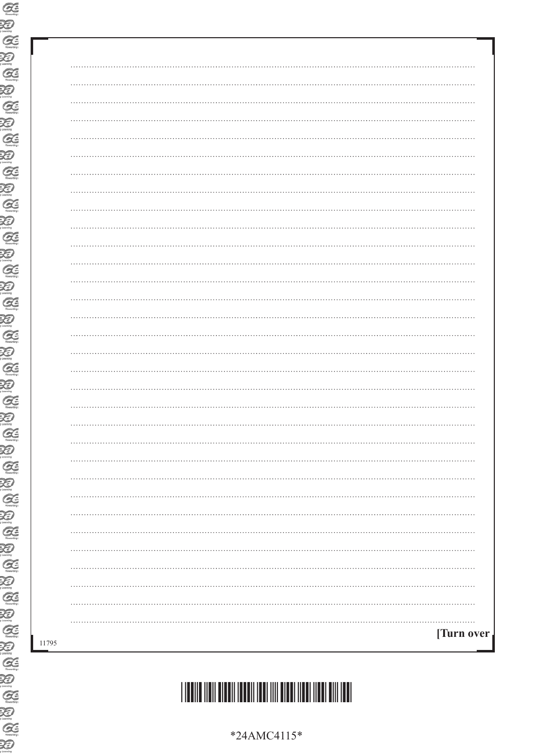[Turn over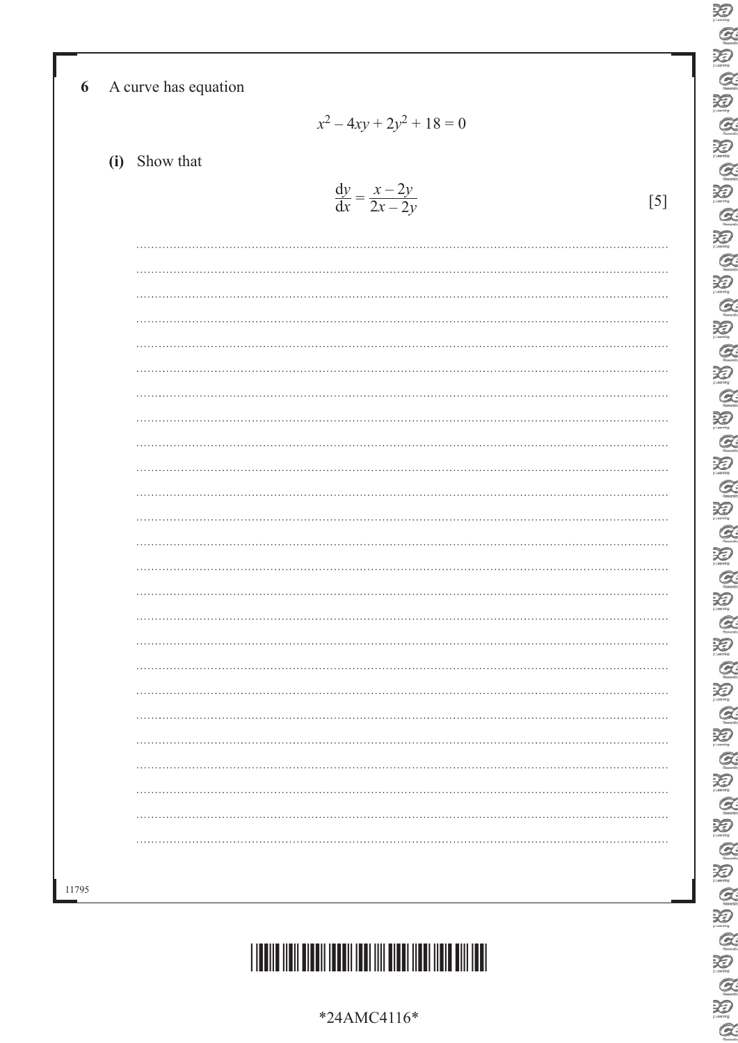**6** A curve has equation

$$x^2 - 4xy + 2y^2 + 18 = 0$$

**(i)** Show that

$$\frac{dy}{dx} = \frac{x - 2y}{2x - 2y}$$

[5]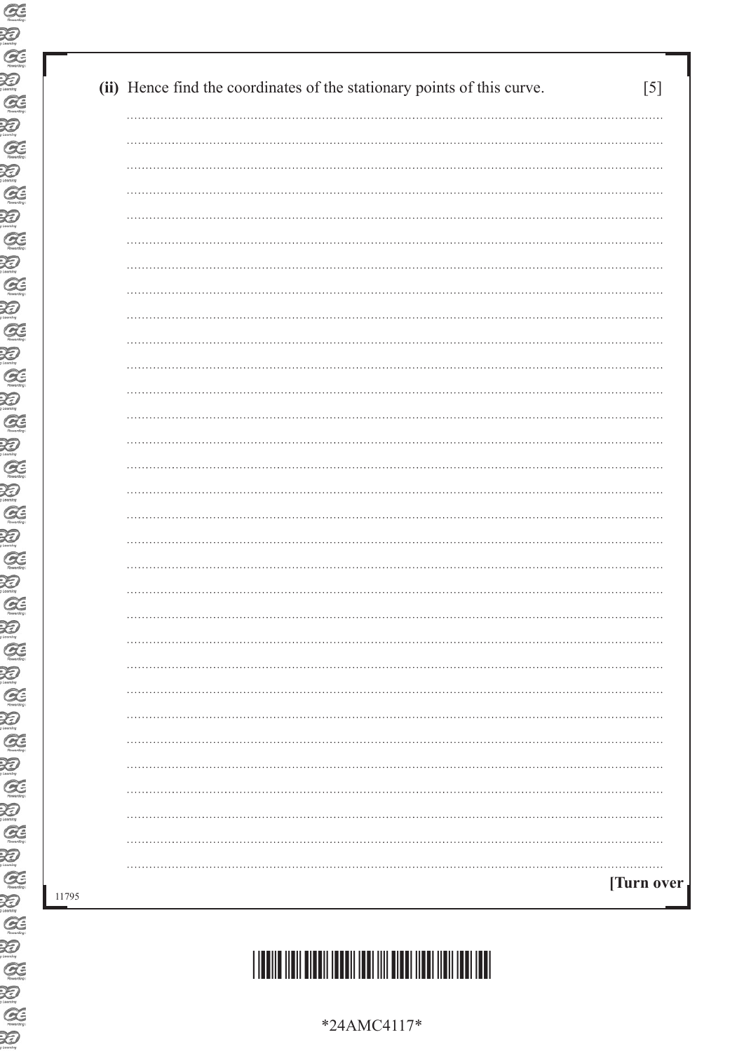(ii) Hence find the coordinates of the stationary points of this curve. [5]

[Turn over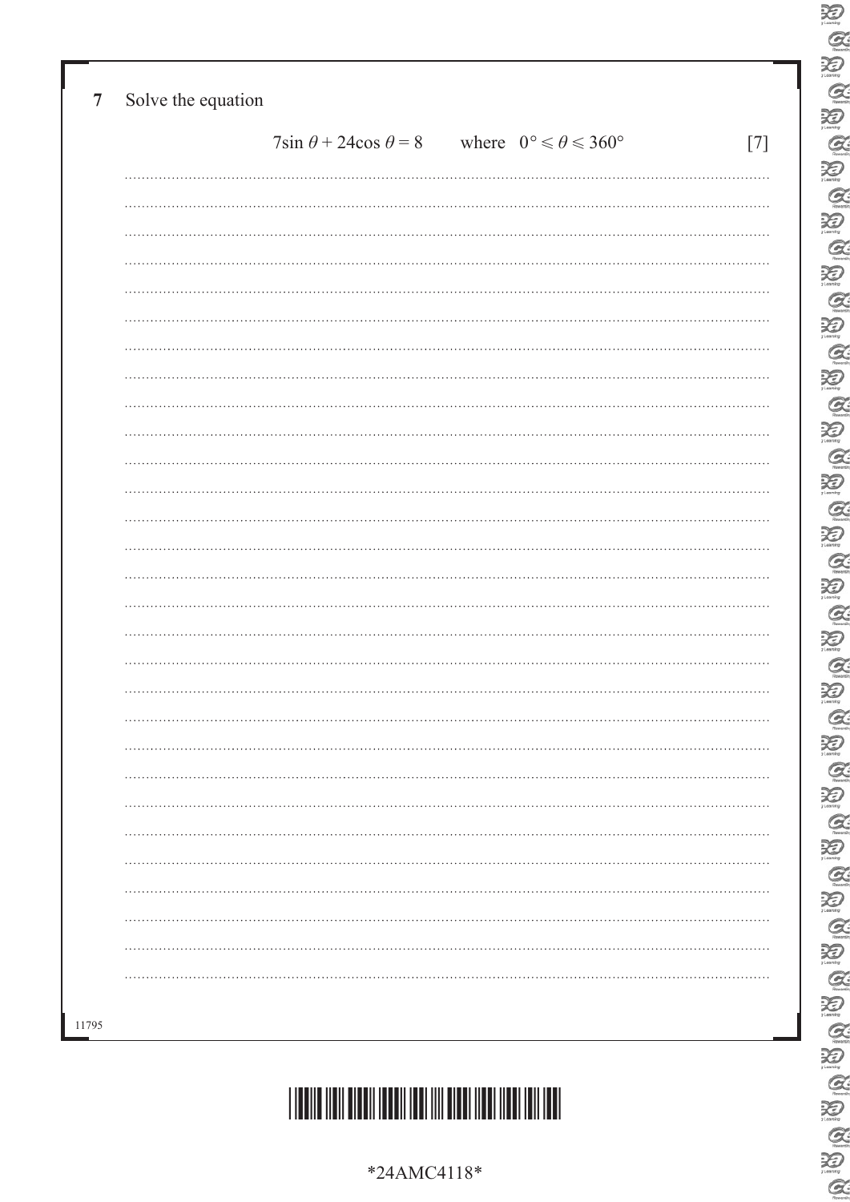**7** Solve the equation

$$7\sin\theta + 24\cos\theta = 8 \qquad \text{where} \quad 0^\circ \leqslant \theta \leqslant 360^\circ$$

[7]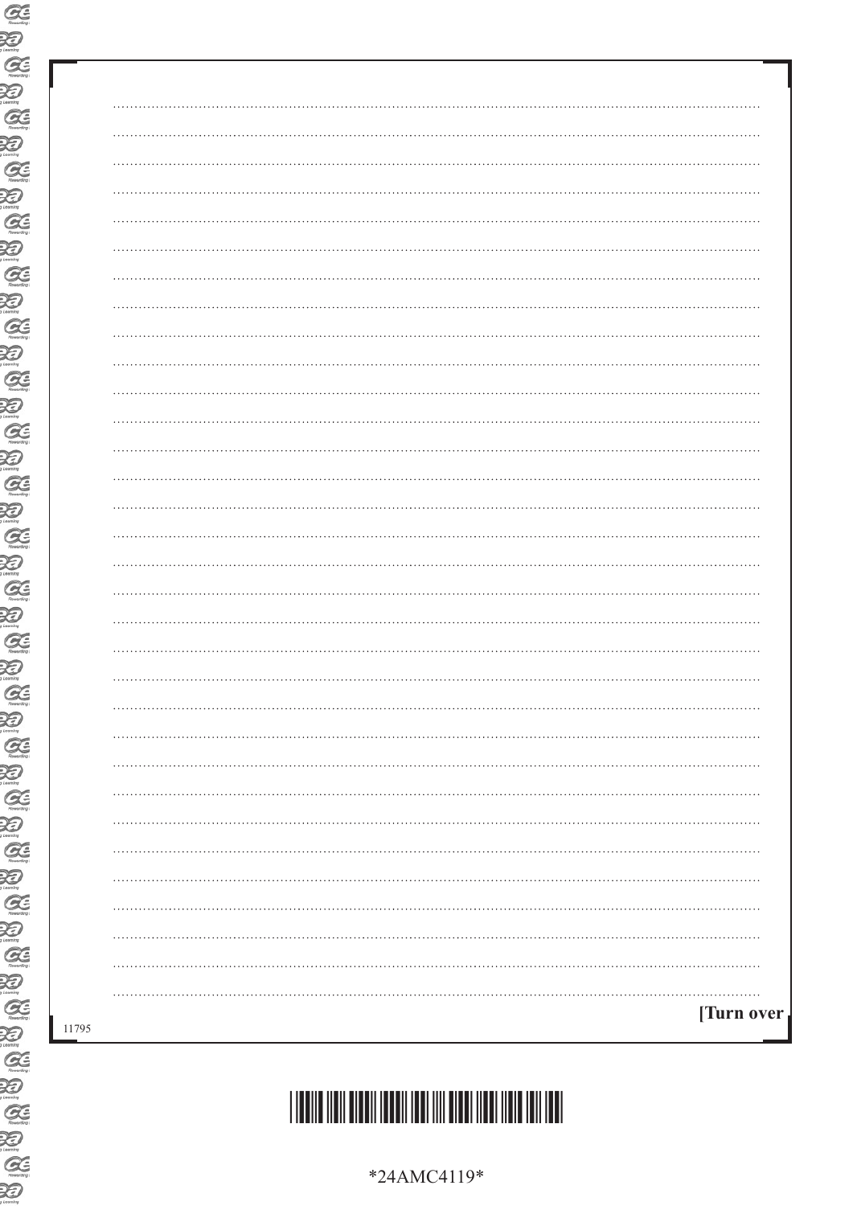[Turn over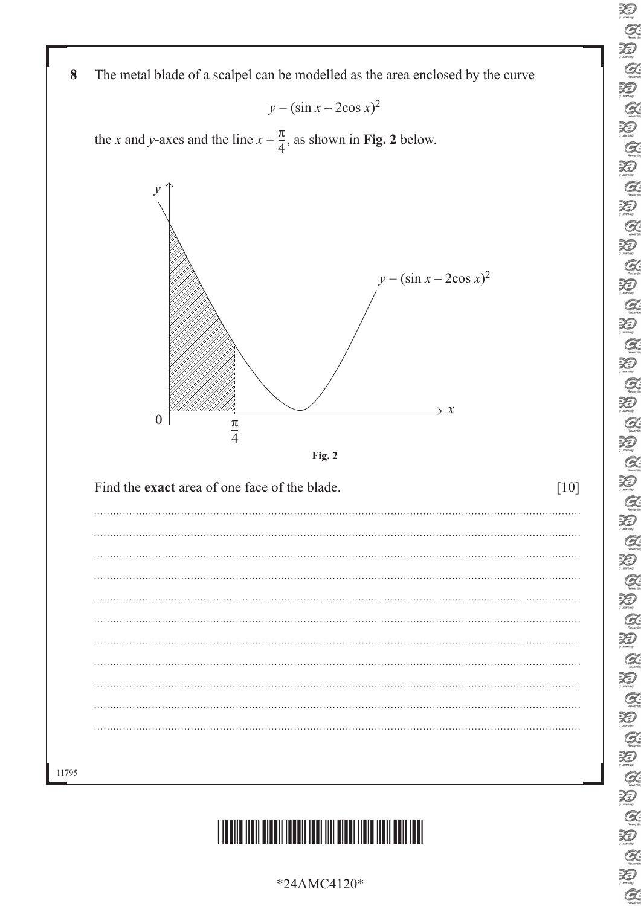**8** The metal blade of a scalpel can be modelled as the area enclosed by the curve

$$y = (\sin x - 2\cos x)^2$$

the $x$ and $y$-axes and the line $x = \frac{\pi}{4}$, as shown in **Fig. 2** below.

**Fig. 2**

Find the **exact** area of one face of the blade. [10]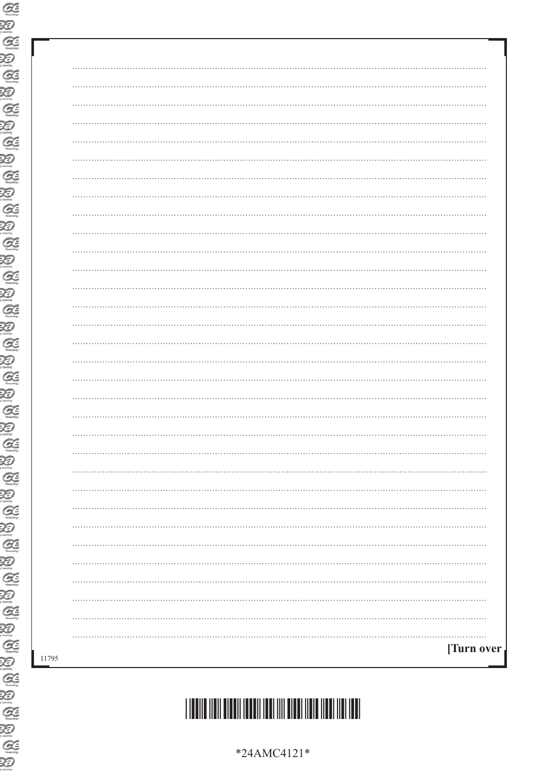[Turn over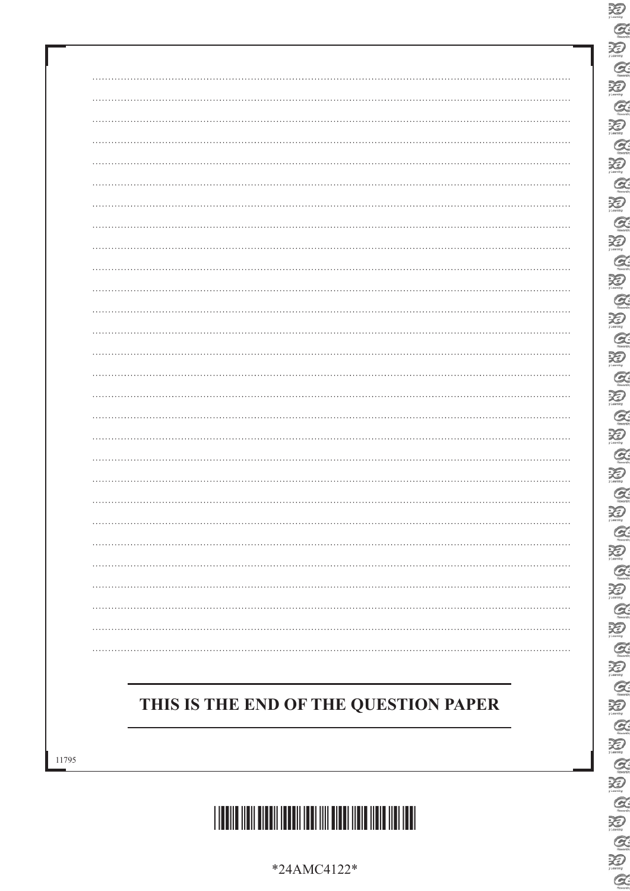**THIS IS THE END OF THE QUESTION PAPER**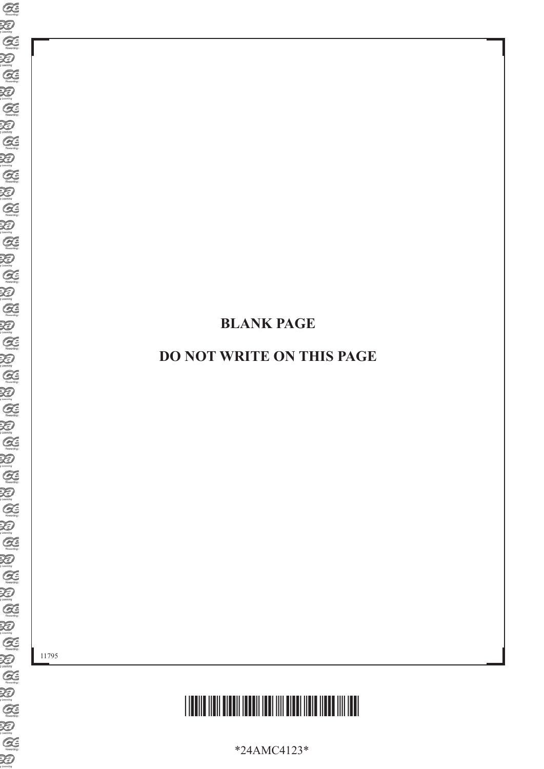**BLANK PAGE**

**DO NOT WRITE ON THIS PAGE**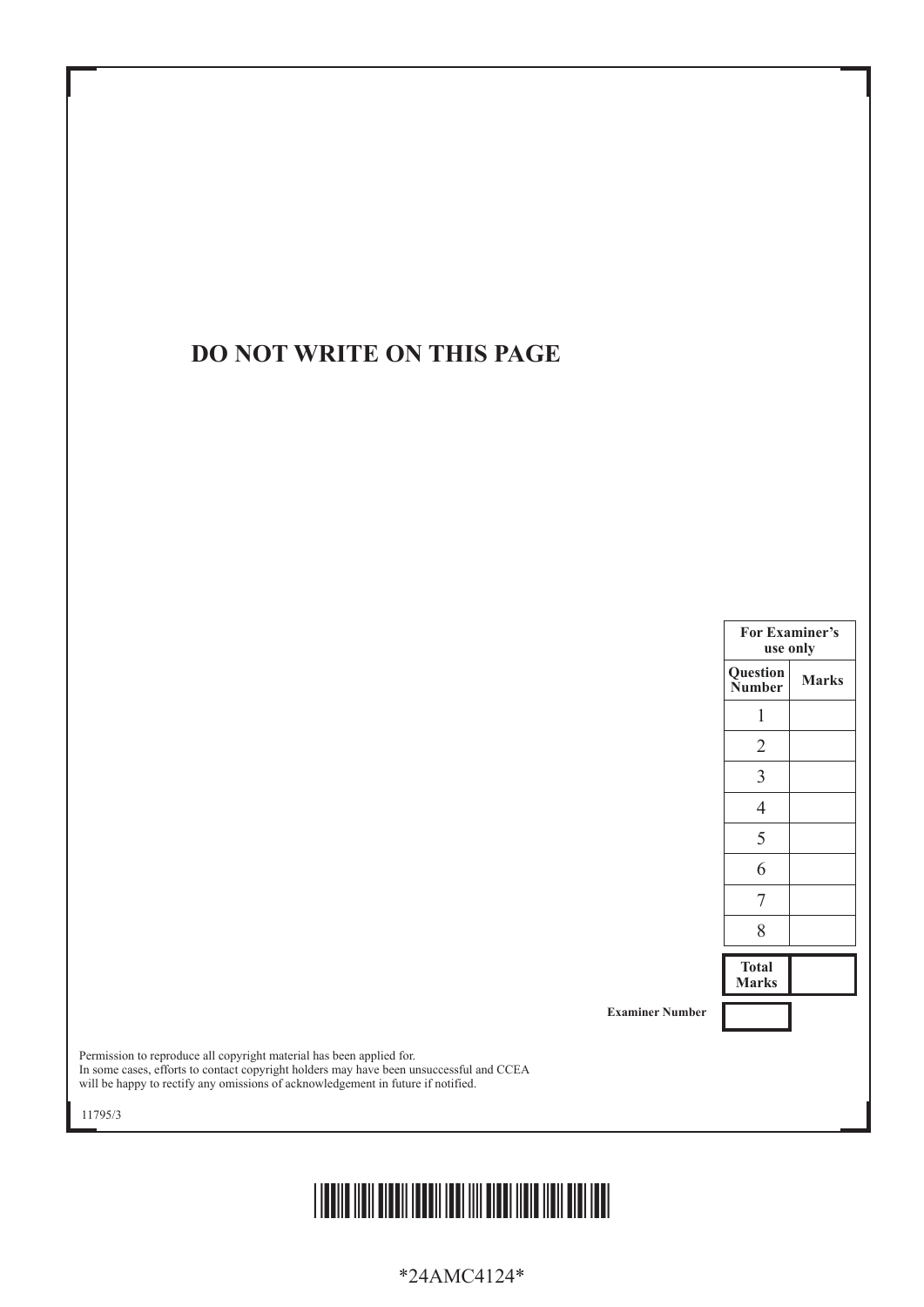**DO NOT WRITE ON THIS PAGE**

| For Examiner's use only | |
|---|---|
| Question Number | Marks |
| 1 | |
| 2 | |
| 3 | |
| 4 | |
| 5 | |
| 6 | |
| 7 | |
| 8 | |
| Total Marks | |

Examiner Number

Permission to reproduce all copyright material has been applied for.
In some cases, efforts to contact copyright holders may have been unsuccessful and CCEA will be happy to rectify any omissions of acknowledgement in future if notified.

11795/3

*24AMC4124*